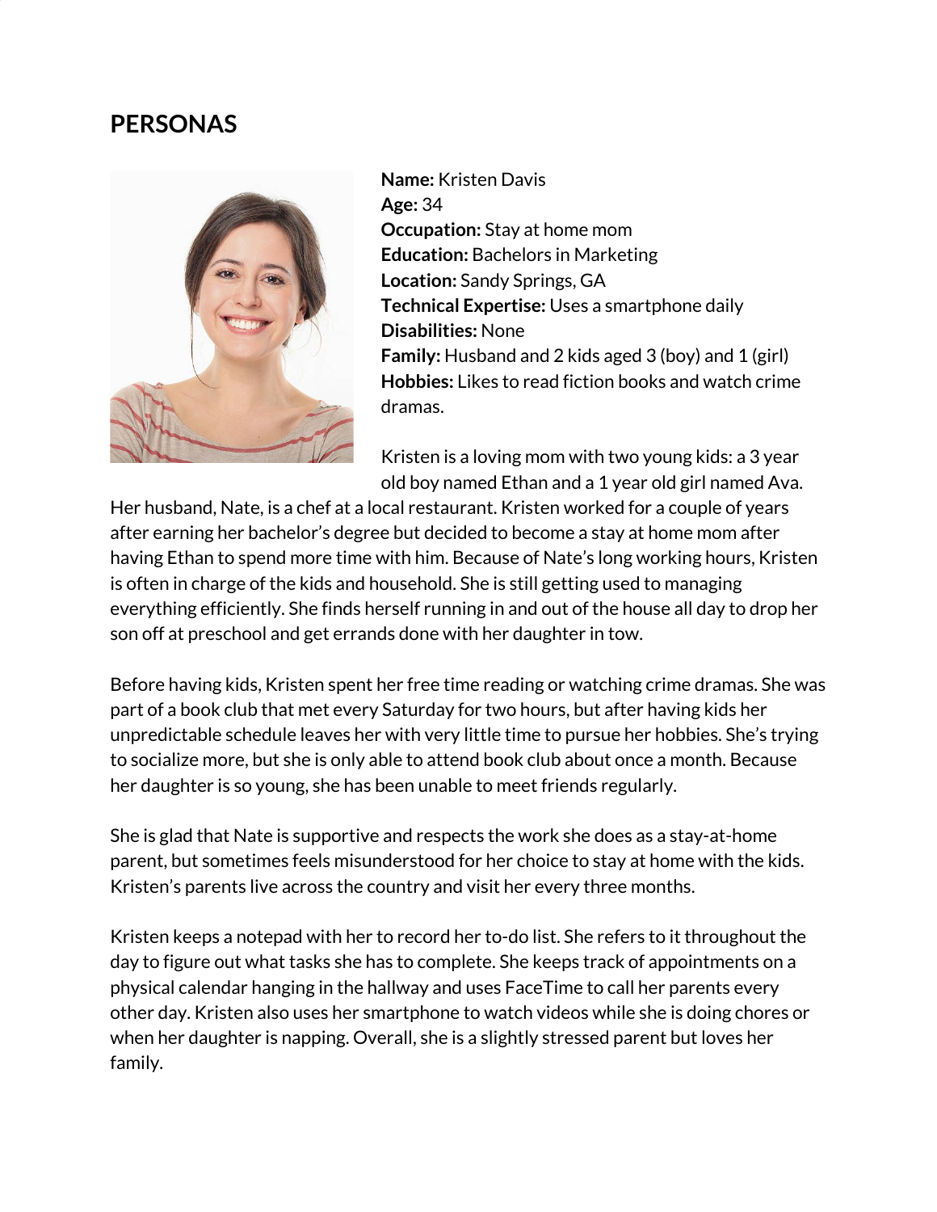# PERSONAS

**Name:** Kristen Davis
**Age:** 34
**Occupation:** Stay at home mom
**Education:** Bachelors in Marketing
**Location:** Sandy Springs, GA
**Technical Expertise:** Uses a smartphone daily
**Disabilities:** None
**Family:** Husband and 2 kids aged 3 (boy) and 1 (girl)
**Hobbies:** Likes to read fiction books and watch crime dramas.

Kristen is a loving mom with two young kids: a 3 year old boy named Ethan and a 1 year old girl named Ava. Her husband, Nate, is a chef at a local restaurant. Kristen worked for a couple of years after earning her bachelor's degree but decided to become a stay at home mom after having Ethan to spend more time with him. Because of Nate's long working hours, Kristen is often in charge of the kids and household. She is still getting used to managing everything efficiently. She finds herself running in and out of the house all day to drop her son off at preschool and get errands done with her daughter in tow.

Before having kids, Kristen spent her free time reading or watching crime dramas. She was part of a book club that met every Saturday for two hours, but after having kids her unpredictable schedule leaves her with very little time to pursue her hobbies. She's trying to socialize more, but she is only able to attend book club about once a month. Because her daughter is so young, she has been unable to meet friends regularly.

She is glad that Nate is supportive and respects the work she does as a stay-at-home parent, but sometimes feels misunderstood for her choice to stay at home with the kids. Kristen's parents live across the country and visit her every three months.

Kristen keeps a notepad with her to record her to-do list. She refers to it throughout the day to figure out what tasks she has to complete. She keeps track of appointments on a physical calendar hanging in the hallway and uses FaceTime to call her parents every other day. Kristen also uses her smartphone to watch videos while she is doing chores or when her daughter is napping. Overall, she is a slightly stressed parent but loves her family.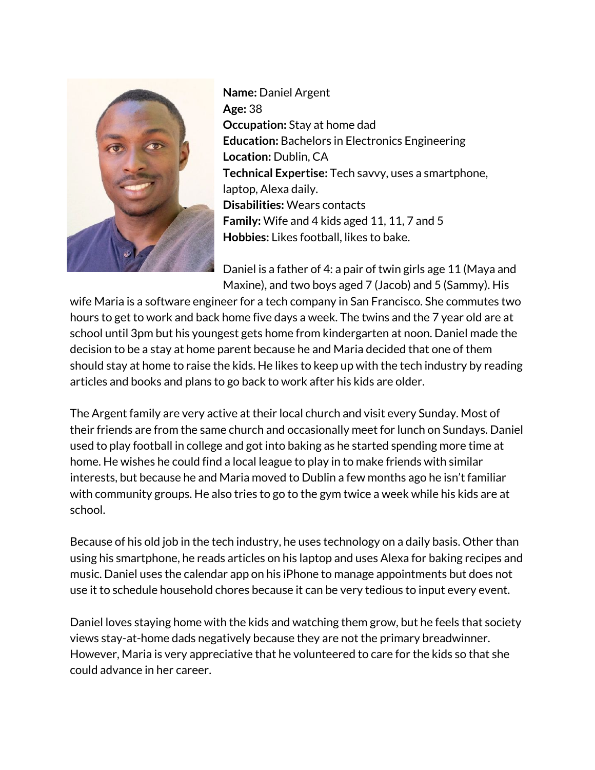**Name:** Daniel Argent
**Age:** 38
**Occupation:** Stay at home dad
**Education:** Bachelors in Electronics Engineering
**Location:** Dublin, CA
**Technical Expertise:** Tech savvy, uses a smartphone, laptop, Alexa daily.
**Disabilities:** Wears contacts
**Family:** Wife and 4 kids aged 11, 11, 7 and 5
**Hobbies:** Likes football, likes to bake.

Daniel is a father of 4: a pair of twin girls age 11 (Maya and Maxine), and two boys aged 7 (Jacob) and 5 (Sammy). His wife Maria is a software engineer for a tech company in San Francisco. She commutes two hours to get to work and back home five days a week. The twins and the 7 year old are at school until 3pm but his youngest gets home from kindergarten at noon. Daniel made the decision to be a stay at home parent because he and Maria decided that one of them should stay at home to raise the kids. He likes to keep up with the tech industry by reading articles and books and plans to go back to work after his kids are older.

The Argent family are very active at their local church and visit every Sunday. Most of their friends are from the same church and occasionally meet for lunch on Sundays. Daniel used to play football in college and got into baking as he started spending more time at home. He wishes he could find a local league to play in to make friends with similar interests, but because he and Maria moved to Dublin a few months ago he isn't familiar with community groups. He also tries to go to the gym twice a week while his kids are at school.

Because of his old job in the tech industry, he uses technology on a daily basis. Other than using his smartphone, he reads articles on his laptop and uses Alexa for baking recipes and music. Daniel uses the calendar app on his iPhone to manage appointments but does not use it to schedule household chores because it can be very tedious to input every event.

Daniel loves staying home with the kids and watching them grow, but he feels that society views stay-at-home dads negatively because they are not the primary breadwinner. However, Maria is very appreciative that he volunteered to care for the kids so that she could advance in her career.